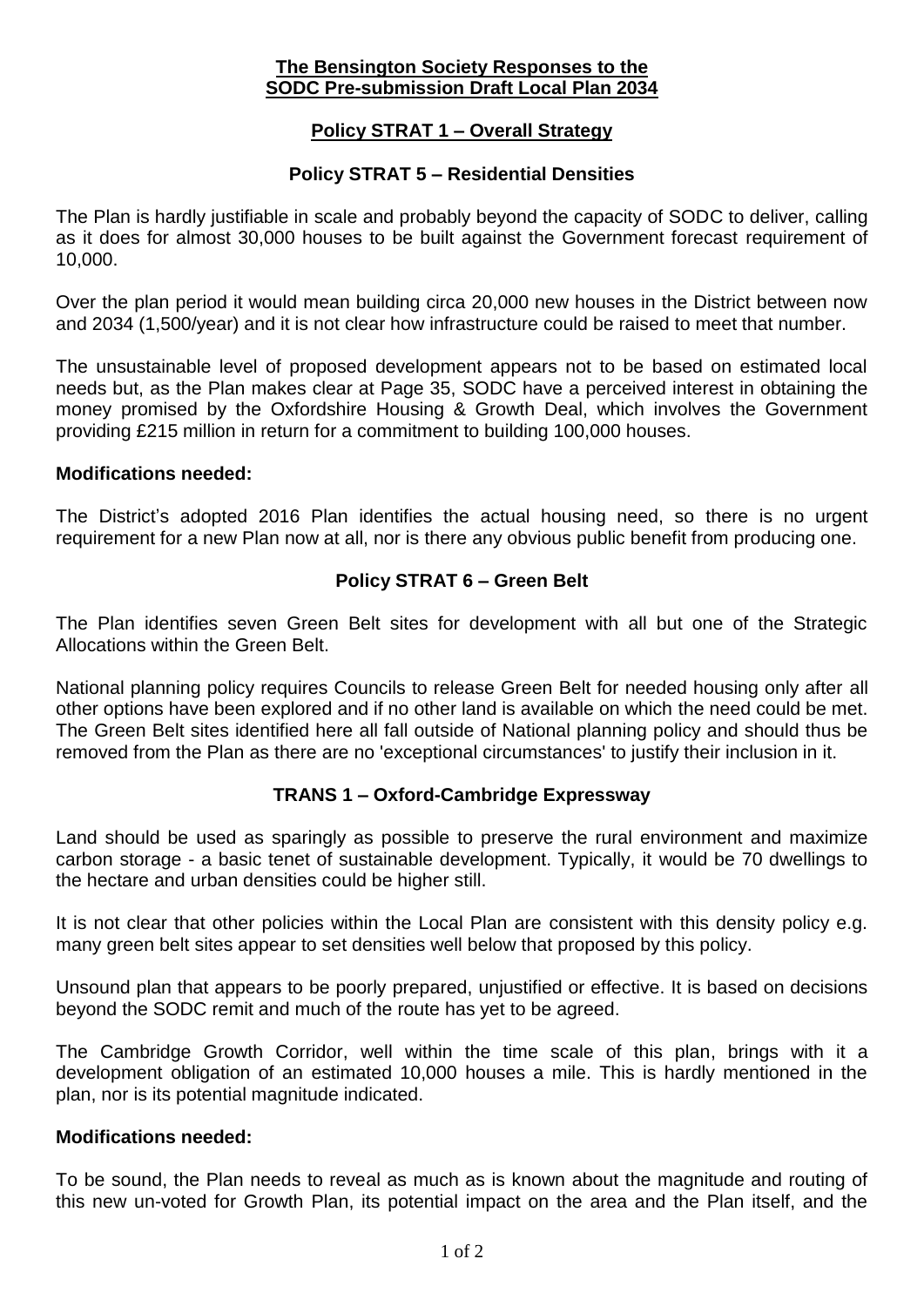# The Bensington Society Responses to the SODC Pre-submission Draft Local Plan 2034

## Policy STRAT 1 – Overall Strategy

## Policy STRAT 5 – Residential Densities

The Plan is hardly justifiable in scale and probably beyond the capacity of SODC to deliver, calling as it does for almost 30,000 houses to be built against the Government forecast requirement of 10,000.

Over the plan period it would mean building circa 20,000 new houses in the District between now and 2034 (1,500/year) and it is not clear how infrastructure could be raised to meet that number.

The unsustainable level of proposed development appears not to be based on estimated local needs but, as the Plan makes clear at Page 35, SODC have a perceived interest in obtaining the money promised by the Oxfordshire Housing & Growth Deal, which involves the Government providing £215 million in return for a commitment to building 100,000 houses.

**Modifications needed:**

The District's adopted 2016 Plan identifies the actual housing need, so there is no urgent requirement for a new Plan now at all, nor is there any obvious public benefit from producing one.

## Policy STRAT 6 – Green Belt

The Plan identifies seven Green Belt sites for development with all but one of the Strategic Allocations within the Green Belt.

National planning policy requires Councils to release Green Belt for needed housing only after all other options have been explored and if no other land is available on which the need could be met. The Green Belt sites identified here all fall outside of National planning policy and should thus be removed from the Plan as there are no 'exceptional circumstances' to justify their inclusion in it.

## TRANS 1 – Oxford-Cambridge Expressway

Land should be used as sparingly as possible to preserve the rural environment and maximize carbon storage - a basic tenet of sustainable development. Typically, it would be 70 dwellings to the hectare and urban densities could be higher still.

It is not clear that other policies within the Local Plan are consistent with this density policy e.g. many green belt sites appear to set densities well below that proposed by this policy.

Unsound plan that appears to be poorly prepared, unjustified or effective. It is based on decisions beyond the SODC remit and much of the route has yet to be agreed.

The Cambridge Growth Corridor, well within the time scale of this plan, brings with it a development obligation of an estimated 10,000 houses a mile. This is hardly mentioned in the plan, nor is its potential magnitude indicated.

**Modifications needed:**

To be sound, the Plan needs to reveal as much as is known about the magnitude and routing of this new un-voted for Growth Plan, its potential impact on the area and the Plan itself, and the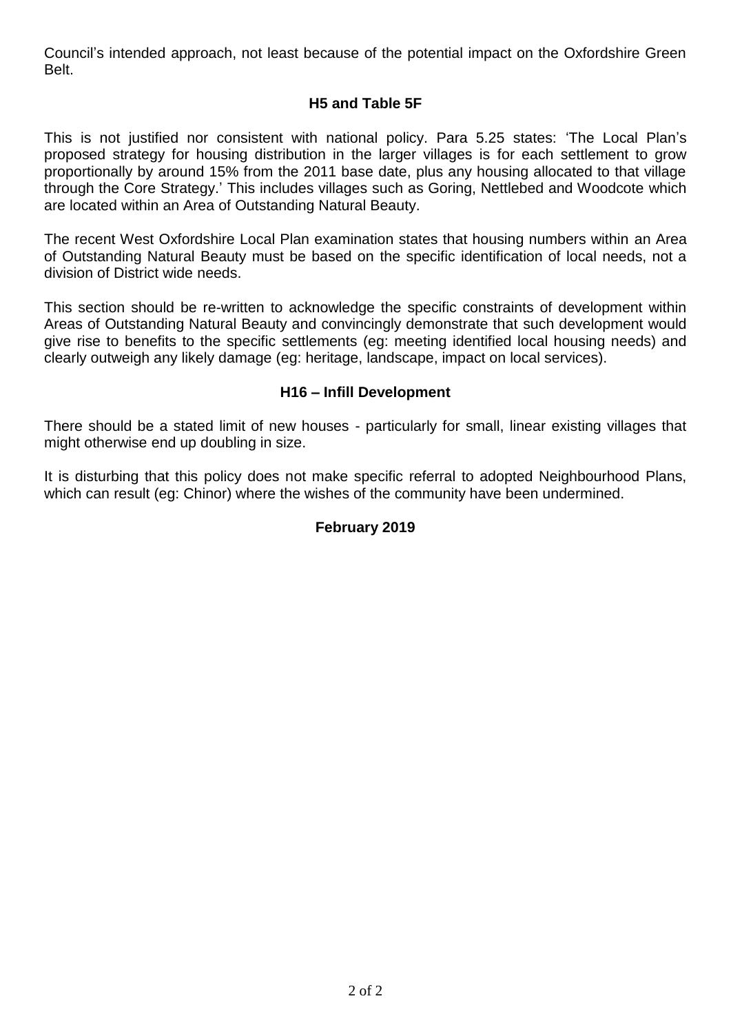Council's intended approach, not least because of the potential impact on the Oxfordshire Green Belt.

**H5 and Table 5F**

This is not justified nor consistent with national policy. Para 5.25 states: 'The Local Plan's proposed strategy for housing distribution in the larger villages is for each settlement to grow proportionally by around 15% from the 2011 base date, plus any housing allocated to that village through the Core Strategy.' This includes villages such as Goring, Nettlebed and Woodcote which are located within an Area of Outstanding Natural Beauty.

The recent West Oxfordshire Local Plan examination states that housing numbers within an Area of Outstanding Natural Beauty must be based on the specific identification of local needs, not a division of District wide needs.

This section should be re-written to acknowledge the specific constraints of development within Areas of Outstanding Natural Beauty and convincingly demonstrate that such development would give rise to benefits to the specific settlements (eg: meeting identified local housing needs) and clearly outweigh any likely damage (eg: heritage, landscape, impact on local services).

**H16 – Infill Development**

There should be a stated limit of new houses - particularly for small, linear existing villages that might otherwise end up doubling in size.

It is disturbing that this policy does not make specific referral to adopted Neighbourhood Plans, which can result (eg: Chinor) where the wishes of the community have been undermined.

**February 2019**